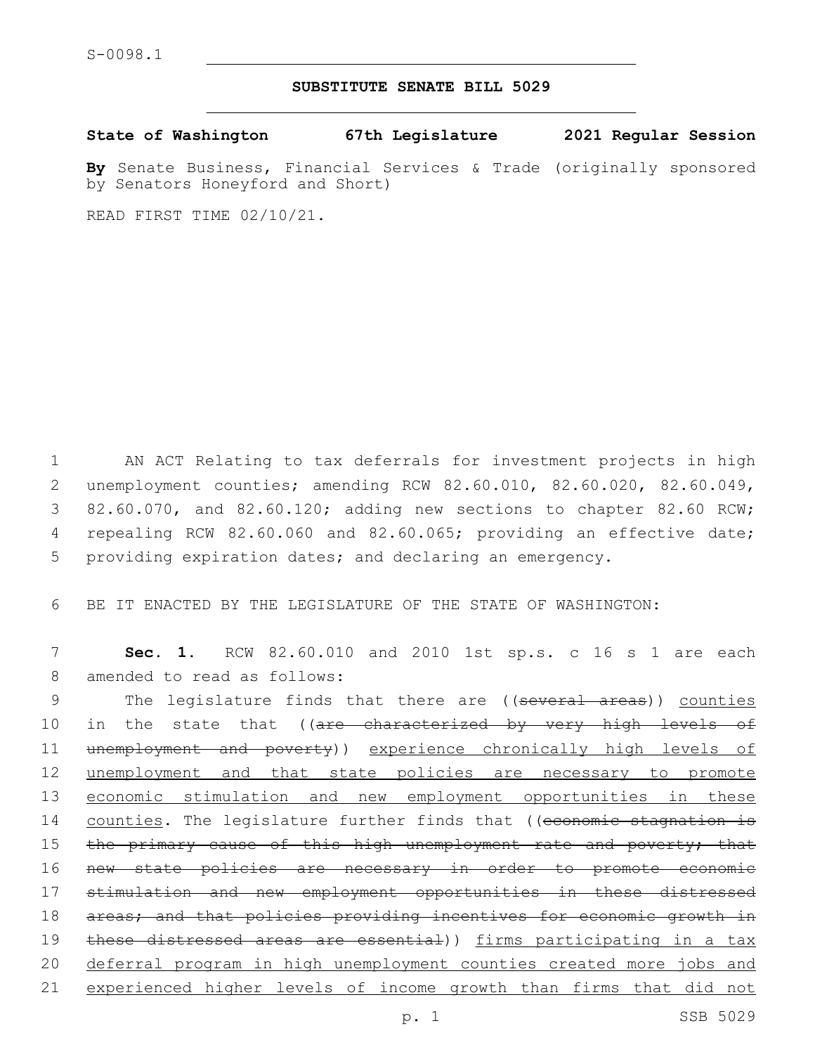S-0098.1

**SUBSTITUTE SENATE BILL 5029**

**State of Washington 67th Legislature 2021 Regular Session**

**By** Senate Business, Financial Services & Trade (originally sponsored by Senators Honeyford and Short)

READ FIRST TIME 02/10/21.

AN ACT Relating to tax deferrals for investment projects in high unemployment counties; amending RCW 82.60.010, 82.60.020, 82.60.049, 82.60.070, and 82.60.120; adding new sections to chapter 82.60 RCW; repealing RCW 82.60.060 and 82.60.065; providing an effective date; providing expiration dates; and declaring an emergency.

BE IT ENACTED BY THE LEGISLATURE OF THE STATE OF WASHINGTON:

**Sec. 1.** RCW 82.60.010 and 2010 1st sp.s. c 16 s 1 are each amended to read as follows:

The legislature finds that there are ((~~several areas~~)) <u>counties</u> in the state that ((~~are characterized by very high levels of unemployment and poverty~~)) <u>experience chronically high levels of unemployment and that state policies are necessary to promote economic stimulation and new employment opportunities in these counties</u>. The legislature further finds that ((~~economic stagnation is the primary cause of this high unemployment rate and poverty; that new state policies are necessary in order to promote economic stimulation and new employment opportunities in these distressed areas; and that policies providing incentives for economic growth in these distressed areas are essential~~)) <u>firms participating in a tax deferral program in high unemployment counties created more jobs and experienced higher levels of income growth than firms that did not</u>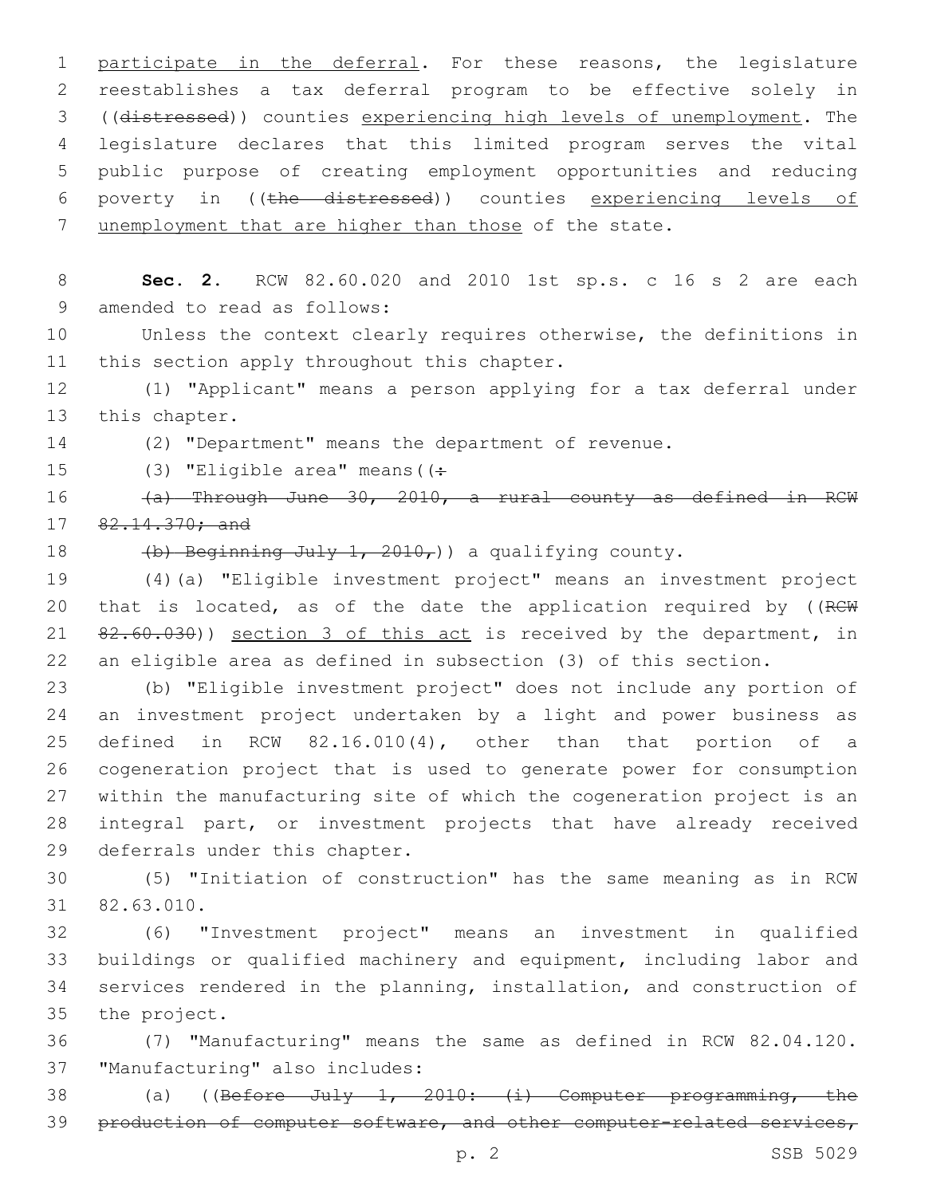participate in the deferral. For these reasons, the legislature reestablishes a tax deferral program to be effective solely in ((~~distressed~~)) counties experiencing high levels of unemployment. The legislature declares that this limited program serves the vital public purpose of creating employment opportunities and reducing poverty in ((~~the distressed~~)) counties experiencing levels of unemployment that are higher than those of the state.

**Sec. 2.** RCW 82.60.020 and 2010 1st sp.s. c 16 s 2 are each amended to read as follows:

Unless the context clearly requires otherwise, the definitions in this section apply throughout this chapter.

(1) "Applicant" means a person applying for a tax deferral under this chapter.

(2) "Department" means the department of revenue.

(3) "Eligible area" means((~~:~~

~~(a) Through June 30, 2010, a rural county as defined in RCW 82.14.370; and~~

~~(b) Beginning July 1, 2010,~~)) a qualifying county.

(4)(a) "Eligible investment project" means an investment project that is located, as of the date the application required by ((~~RCW 82.60.030~~)) section 3 of this act is received by the department, in an eligible area as defined in subsection (3) of this section.

(b) "Eligible investment project" does not include any portion of an investment project undertaken by a light and power business as defined in RCW 82.16.010(4), other than that portion of a cogeneration project that is used to generate power for consumption within the manufacturing site of which the cogeneration project is an integral part, or investment projects that have already received deferrals under this chapter.

(5) "Initiation of construction" has the same meaning as in RCW 82.63.010.

(6) "Investment project" means an investment in qualified buildings or qualified machinery and equipment, including labor and services rendered in the planning, installation, and construction of the project.

(7) "Manufacturing" means the same as defined in RCW 82.04.120. "Manufacturing" also includes:

(a) ((~~Before July 1, 2010: (i) Computer programming, the production of computer software, and other computer-related services,~~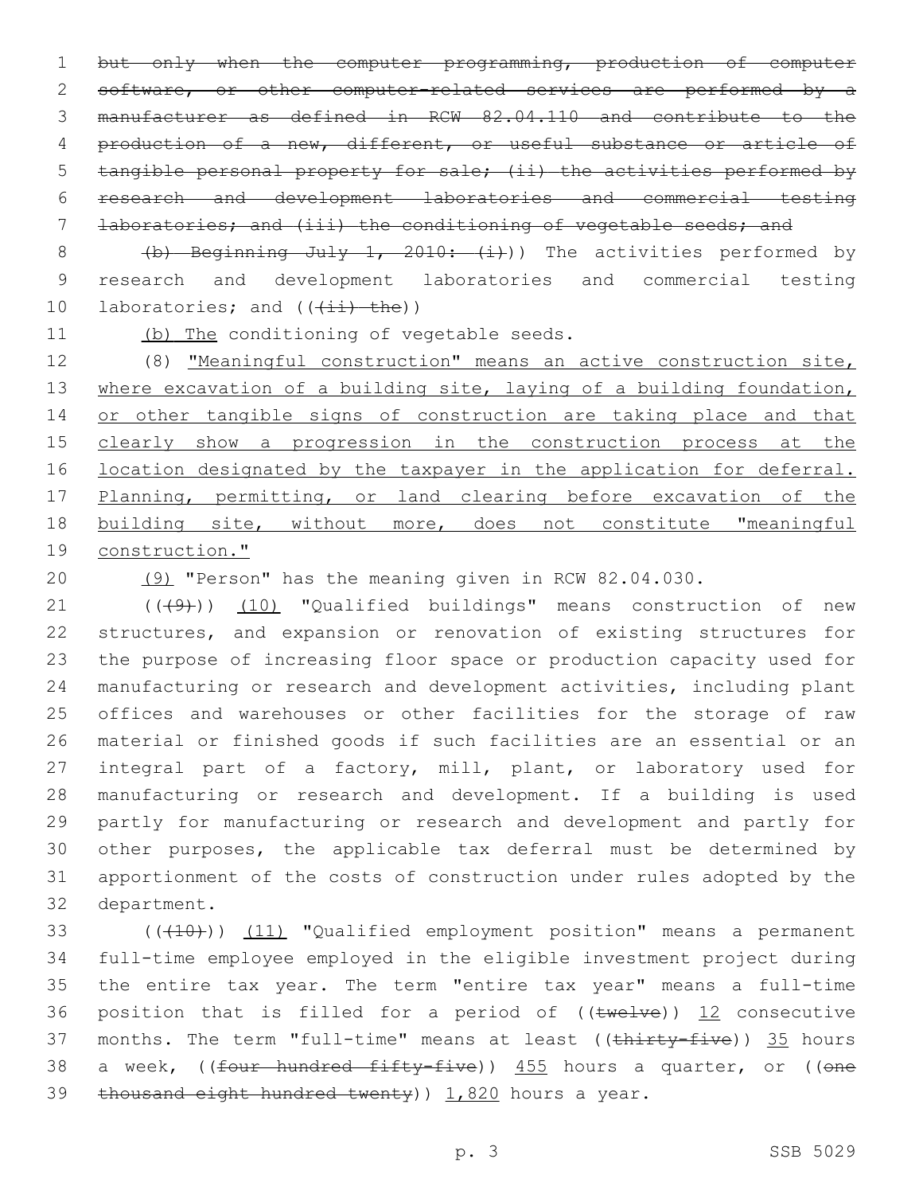~~but only when the computer programming, production of computer software, or other computer-related services are performed by a manufacturer as defined in RCW 82.04.110 and contribute to the production of a new, different, or useful substance or article of tangible personal property for sale; (ii) the activities performed by research and development laboratories and commercial testing laboratories; and (iii) the conditioning of vegetable seeds; and~~

~~(b) Beginning July 1, 2010: (i)~~)) The activities performed by research and development laboratories and commercial testing laboratories; and ((~~(ii) the~~))

(b) The conditioning of vegetable seeds.

(8) "Meaningful construction" means an active construction site, where excavation of a building site, laying of a building foundation, or other tangible signs of construction are taking place and that clearly show a progression in the construction process at the location designated by the taxpayer in the application for deferral. Planning, permitting, or land clearing before excavation of the building site, without more, does not constitute "meaningful construction."

(9) "Person" has the meaning given in RCW 82.04.030.

((~~(9)~~)) (10) "Qualified buildings" means construction of new structures, and expansion or renovation of existing structures for the purpose of increasing floor space or production capacity used for manufacturing or research and development activities, including plant offices and warehouses or other facilities for the storage of raw material or finished goods if such facilities are an essential or an integral part of a factory, mill, plant, or laboratory used for manufacturing or research and development. If a building is used partly for manufacturing or research and development and partly for other purposes, the applicable tax deferral must be determined by apportionment of the costs of construction under rules adopted by the department.

((~~(10)~~)) (11) "Qualified employment position" means a permanent full-time employee employed in the eligible investment project during the entire tax year. The term "entire tax year" means a full-time position that is filled for a period of ((~~twelve~~)) 12 consecutive months. The term "full-time" means at least ((~~thirty-five~~)) 35 hours a week, ((~~four hundred fifty-five~~)) 455 hours a quarter, or ((~~one thousand eight hundred twenty~~)) 1,820 hours a year.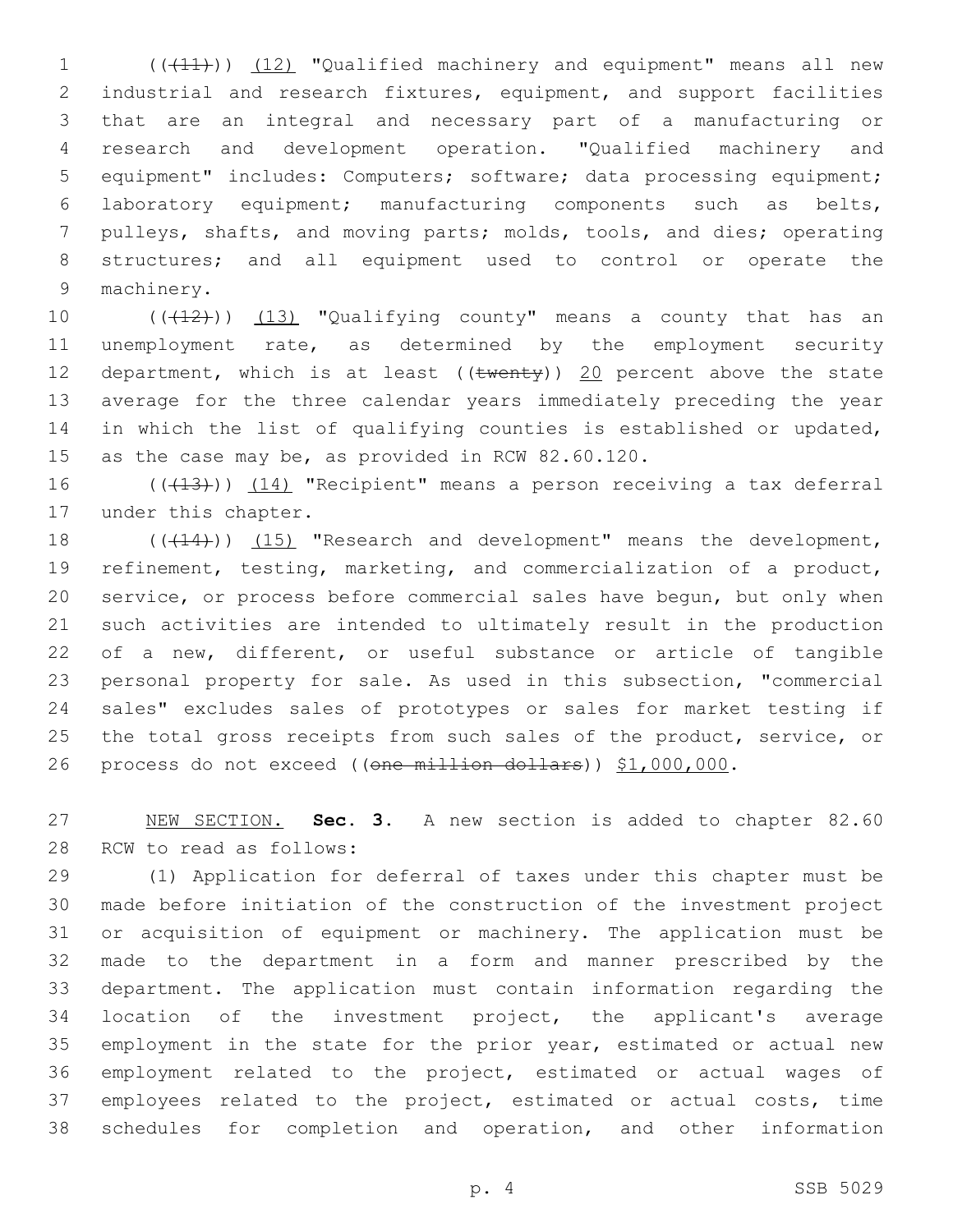(((11))) (12) "Qualified machinery and equipment" means all new industrial and research fixtures, equipment, and support facilities that are an integral and necessary part of a manufacturing or research and development operation. "Qualified machinery and equipment" includes: Computers; software; data processing equipment; laboratory equipment; manufacturing components such as belts, pulleys, shafts, and moving parts; molds, tools, and dies; operating structures; and all equipment used to control or operate the machinery.

(((12))) (13) "Qualifying county" means a county that has an unemployment rate, as determined by the employment security department, which is at least ((~~twenty~~)) 20 percent above the state average for the three calendar years immediately preceding the year in which the list of qualifying counties is established or updated, as the case may be, as provided in RCW 82.60.120.

(((13))) (14) "Recipient" means a person receiving a tax deferral under this chapter.

(((14))) (15) "Research and development" means the development, refinement, testing, marketing, and commercialization of a product, service, or process before commercial sales have begun, but only when such activities are intended to ultimately result in the production of a new, different, or useful substance or article of tangible personal property for sale. As used in this subsection, "commercial sales" excludes sales of prototypes or sales for market testing if the total gross receipts from such sales of the product, service, or process do not exceed ((~~one million dollars~~)) $1,000,000.

NEW SECTION. **Sec. 3.** A new section is added to chapter 82.60 RCW to read as follows:

(1) Application for deferral of taxes under this chapter must be made before initiation of the construction of the investment project or acquisition of equipment or machinery. The application must be made to the department in a form and manner prescribed by the department. The application must contain information regarding the location of the investment project, the applicant's average employment in the state for the prior year, estimated or actual new employment related to the project, estimated or actual wages of employees related to the project, estimated or actual costs, time schedules for completion and operation, and other information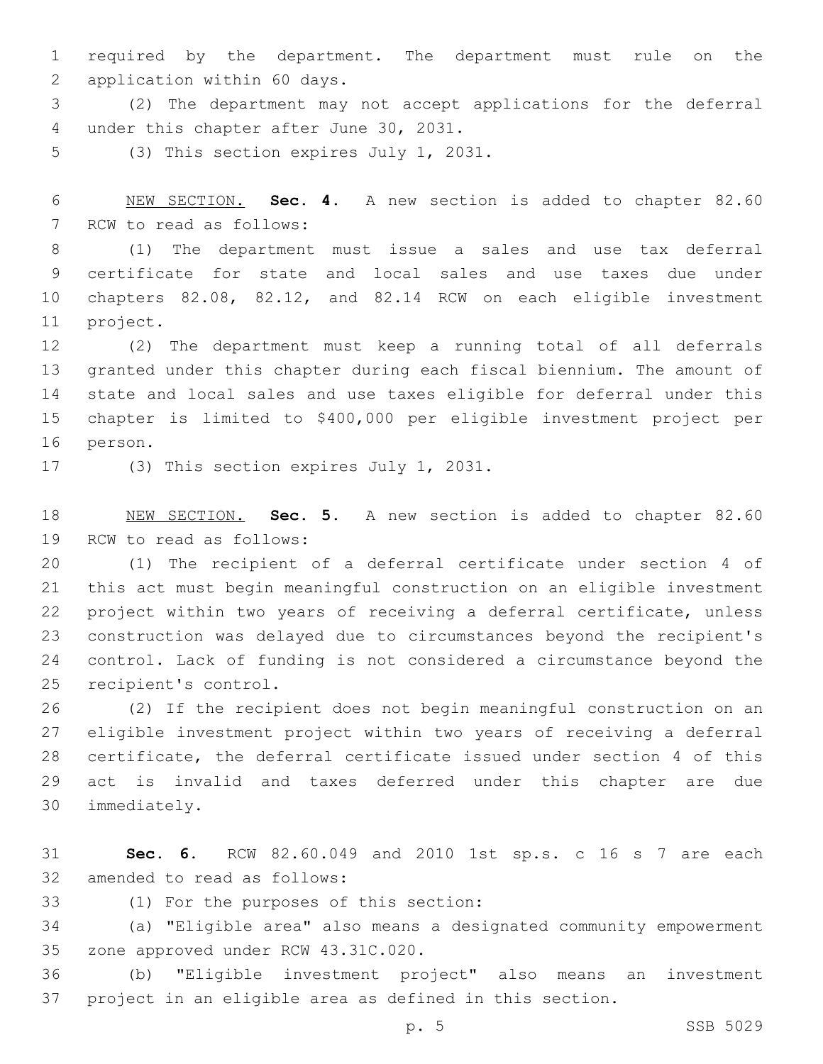required by the department. The department must rule on the application within 60 days.

(2) The department may not accept applications for the deferral under this chapter after June 30, 2031.

(3) This section expires July 1, 2031.

NEW SECTION. **Sec. 4.** A new section is added to chapter 82.60 RCW to read as follows:

(1) The department must issue a sales and use tax deferral certificate for state and local sales and use taxes due under chapters 82.08, 82.12, and 82.14 RCW on each eligible investment project.

(2) The department must keep a running total of all deferrals granted under this chapter during each fiscal biennium. The amount of state and local sales and use taxes eligible for deferral under this chapter is limited to $400,000 per eligible investment project per person.

(3) This section expires July 1, 2031.

NEW SECTION. **Sec. 5.** A new section is added to chapter 82.60 RCW to read as follows:

(1) The recipient of a deferral certificate under section 4 of this act must begin meaningful construction on an eligible investment project within two years of receiving a deferral certificate, unless construction was delayed due to circumstances beyond the recipient's control. Lack of funding is not considered a circumstance beyond the recipient's control.

(2) If the recipient does not begin meaningful construction on an eligible investment project within two years of receiving a deferral certificate, the deferral certificate issued under section 4 of this act is invalid and taxes deferred under this chapter are due immediately.

**Sec. 6.** RCW 82.60.049 and 2010 1st sp.s. c 16 s 7 are each amended to read as follows:

(1) For the purposes of this section:

(a) "Eligible area" also means a designated community empowerment zone approved under RCW 43.31C.020.

(b) "Eligible investment project" also means an investment project in an eligible area as defined in this section.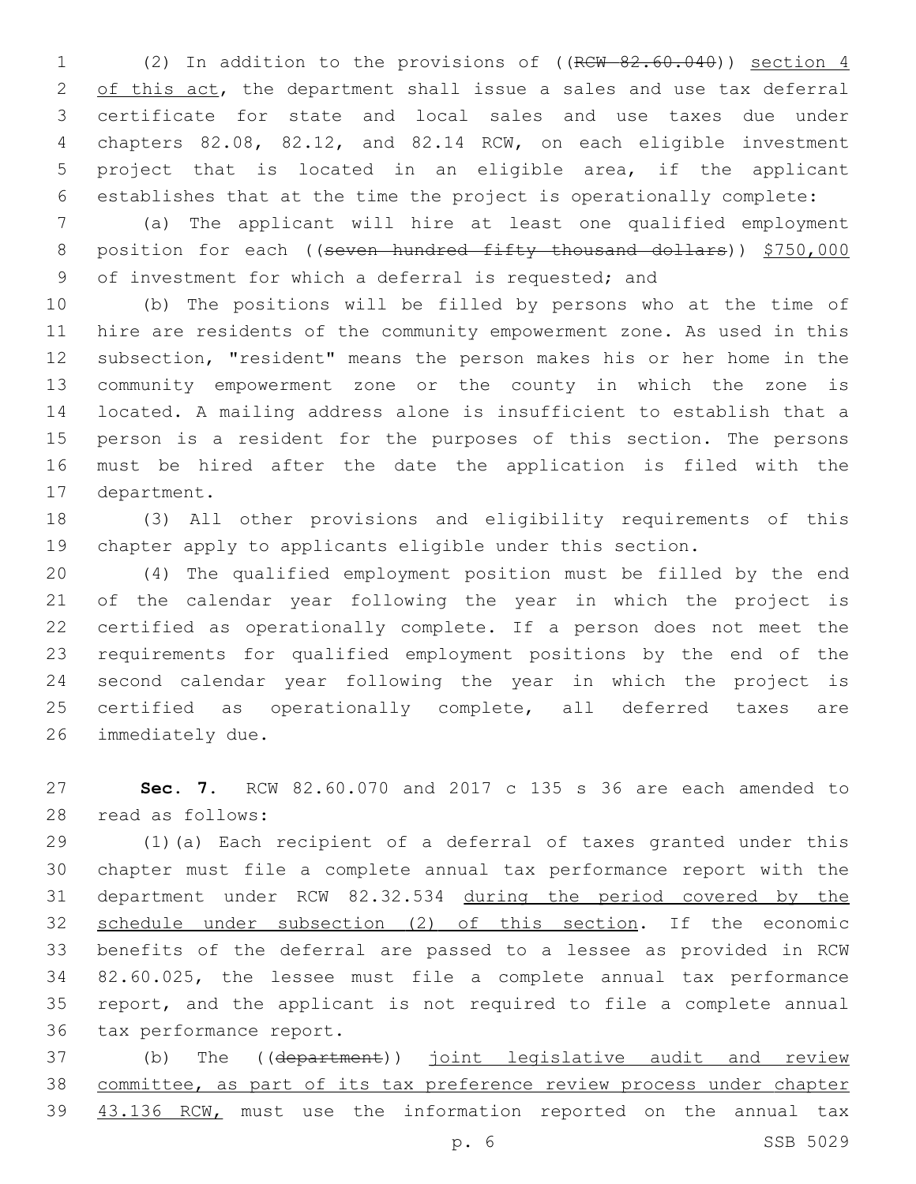(2) In addition to the provisions of ((~~RCW 82.60.040~~)) section 4 of this act, the department shall issue a sales and use tax deferral certificate for state and local sales and use taxes due under chapters 82.08, 82.12, and 82.14 RCW, on each eligible investment project that is located in an eligible area, if the applicant establishes that at the time the project is operationally complete:

(a) The applicant will hire at least one qualified employment position for each ((~~seven hundred fifty thousand dollars~~)) $750,000 of investment for which a deferral is requested; and

(b) The positions will be filled by persons who at the time of hire are residents of the community empowerment zone. As used in this subsection, "resident" means the person makes his or her home in the community empowerment zone or the county in which the zone is located. A mailing address alone is insufficient to establish that a person is a resident for the purposes of this section. The persons must be hired after the date the application is filed with the department.

(3) All other provisions and eligibility requirements of this chapter apply to applicants eligible under this section.

(4) The qualified employment position must be filled by the end of the calendar year following the year in which the project is certified as operationally complete. If a person does not meet the requirements for qualified employment positions by the end of the second calendar year following the year in which the project is certified as operationally complete, all deferred taxes are immediately due.

**Sec. 7.** RCW 82.60.070 and 2017 c 135 s 36 are each amended to read as follows:

(1)(a) Each recipient of a deferral of taxes granted under this chapter must file a complete annual tax performance report with the department under RCW 82.32.534 during the period covered by the schedule under subsection (2) of this section. If the economic benefits of the deferral are passed to a lessee as provided in RCW 82.60.025, the lessee must file a complete annual tax performance report, and the applicant is not required to file a complete annual tax performance report.

(b) The ((~~department~~)) joint legislative audit and review committee, as part of its tax preference review process under chapter 43.136 RCW, must use the information reported on the annual tax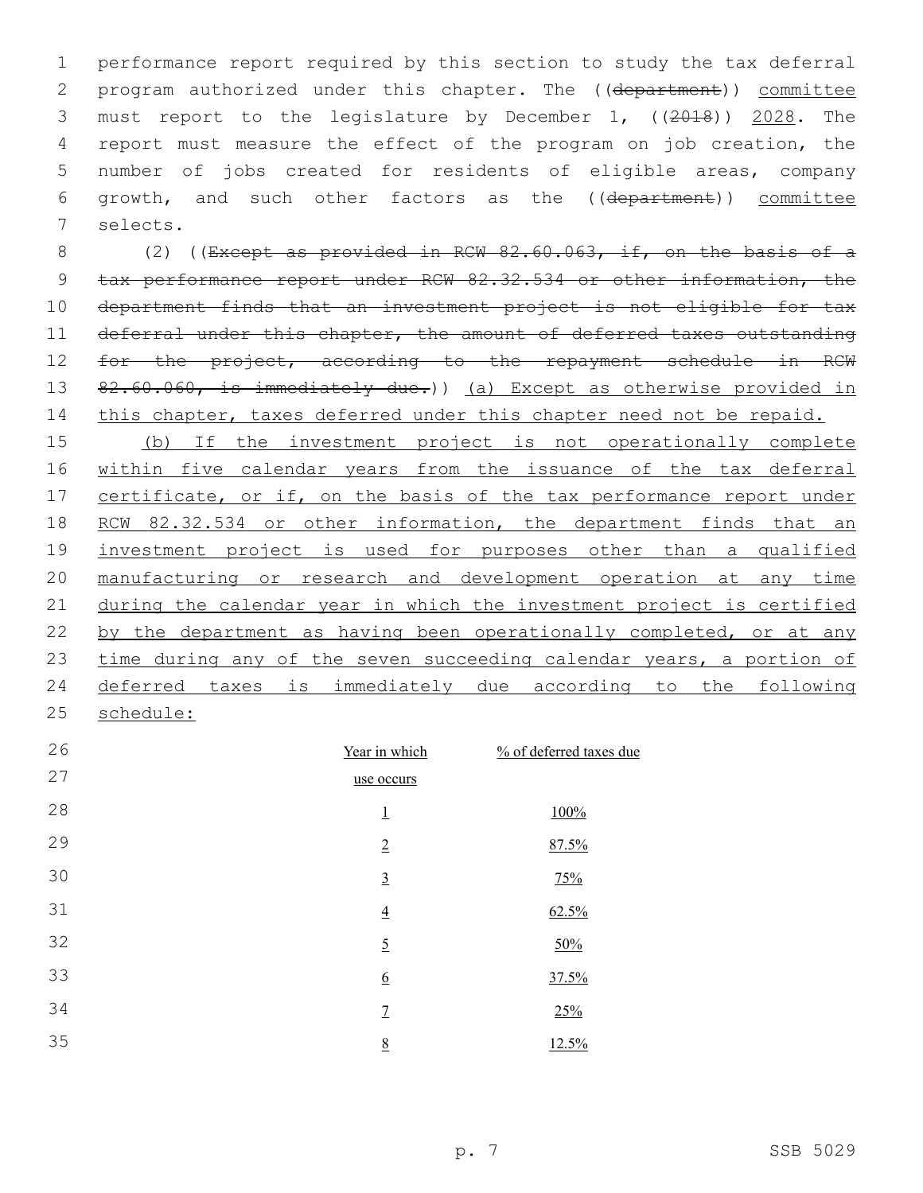performance report required by this section to study the tax deferral program authorized under this chapter. The ((~~department~~)) <u>committee</u> must report to the legislature by December 1, ((~~2018~~)) <u>2028</u>. The report must measure the effect of the program on job creation, the number of jobs created for residents of eligible areas, company growth, and such other factors as the ((~~department~~)) <u>committee</u> selects.

(2) ((~~Except as provided in RCW 82.60.063, if, on the basis of a tax performance report under RCW 82.32.534 or other information, the department finds that an investment project is not eligible for tax deferral under this chapter, the amount of deferred taxes outstanding for the project, according to the repayment schedule in RCW 82.60.060, is immediately due.~~)) <u>(a) Except as otherwise provided in this chapter, taxes deferred under this chapter need not be repaid.</u>

<u>(b) If the investment project is not operationally complete within five calendar years from the issuance of the tax deferral certificate, or if, on the basis of the tax performance report under RCW 82.32.534 or other information, the department finds that an investment project is used for purposes other than a qualified manufacturing or research and development operation at any time during the calendar year in which the investment project is certified by the department as having been operationally completed, or at any time during any of the seven succeeding calendar years, a portion of deferred taxes is immediately due according to the following schedule:</u>

| <u>Year in which use occurs</u> | <u>% of deferred taxes due</u> |
|---|---|
| <u>1</u> | <u>100%</u> |
| <u>2</u> | <u>87.5%</u> |
| <u>3</u> | <u>75%</u> |
| <u>4</u> | <u>62.5%</u> |
| <u>5</u> | <u>50%</u> |
| <u>6</u> | <u>37.5%</u> |
| <u>7</u> | <u>25%</u> |
| <u>8</u> | <u>12.5%</u> |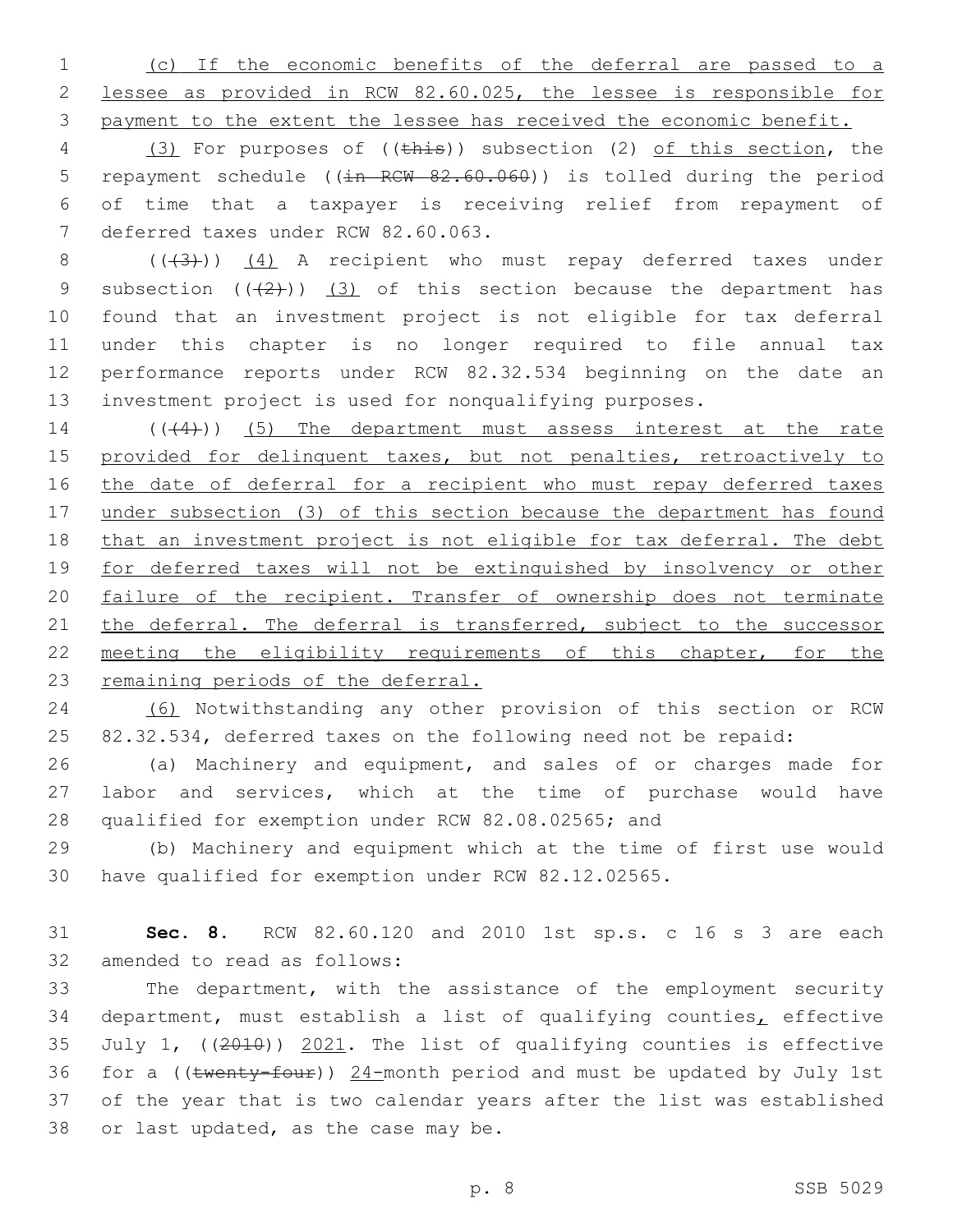(c) If the economic benefits of the deferral are passed to a lessee as provided in RCW 82.60.025, the lessee is responsible for payment to the extent the lessee has received the economic benefit.

(3) For purposes of ((this)) subsection (2) of this section, the repayment schedule ((in RCW 82.60.060)) is tolled during the period of time that a taxpayer is receiving relief from repayment of deferred taxes under RCW 82.60.063.

(((3))) (4) A recipient who must repay deferred taxes under subsection (((2))) (3) of this section because the department has found that an investment project is not eligible for tax deferral under this chapter is no longer required to file annual tax performance reports under RCW 82.32.534 beginning on the date an investment project is used for nonqualifying purposes.

(((4))) (5) The department must assess interest at the rate provided for delinquent taxes, but not penalties, retroactively to the date of deferral for a recipient who must repay deferred taxes under subsection (3) of this section because the department has found that an investment project is not eligible for tax deferral. The debt for deferred taxes will not be extinguished by insolvency or other failure of the recipient. Transfer of ownership does not terminate the deferral. The deferral is transferred, subject to the successor meeting the eligibility requirements of this chapter, for the remaining periods of the deferral.

(6) Notwithstanding any other provision of this section or RCW 82.32.534, deferred taxes on the following need not be repaid:

(a) Machinery and equipment, and sales of or charges made for labor and services, which at the time of purchase would have qualified for exemption under RCW 82.08.02565; and

(b) Machinery and equipment which at the time of first use would have qualified for exemption under RCW 82.12.02565.

**Sec. 8.** RCW 82.60.120 and 2010 1st sp.s. c 16 s 3 are each amended to read as follows:

The department, with the assistance of the employment security department, must establish a list of qualifying counties, effective July 1, ((2010)) 2021. The list of qualifying counties is effective for a ((twenty-four)) 24-month period and must be updated by July 1st of the year that is two calendar years after the list was established or last updated, as the case may be.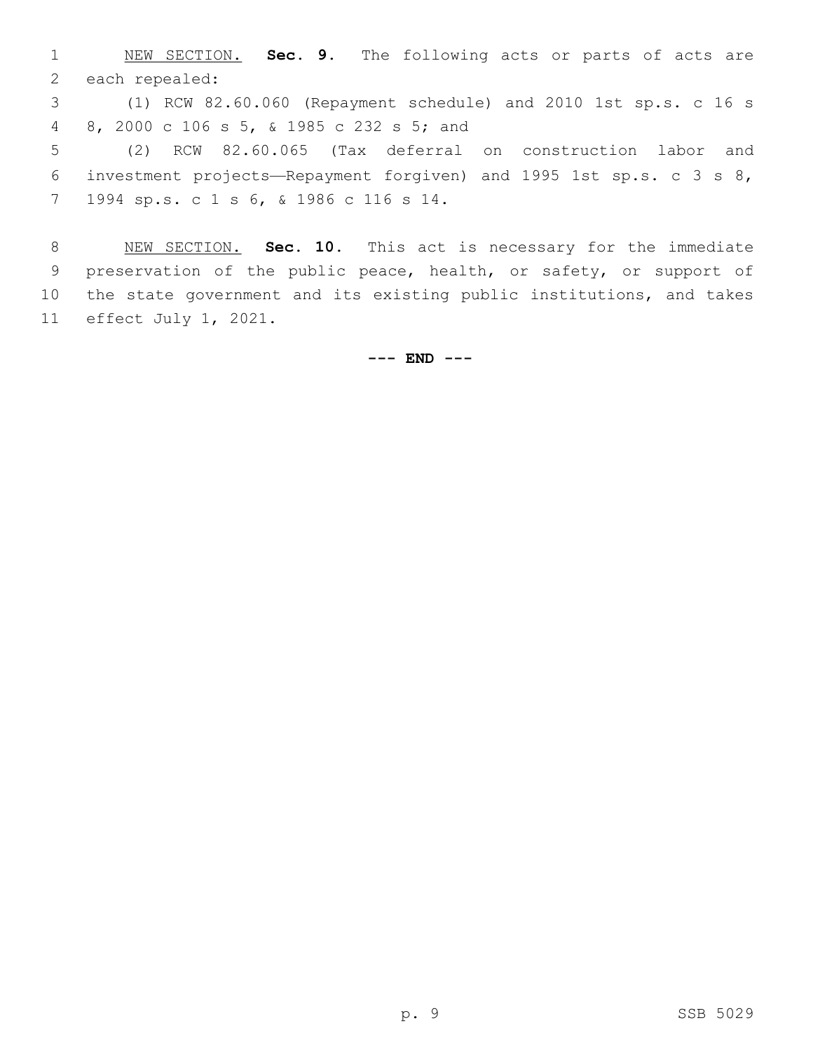NEW SECTION. **Sec. 9.** The following acts or parts of acts are each repealed:

(1) RCW 82.60.060 (Repayment schedule) and 2010 1st sp.s. c 16 s 8, 2000 c 106 s 5, & 1985 c 232 s 5; and

(2) RCW 82.60.065 (Tax deferral on construction labor and investment projects—Repayment forgiven) and 1995 1st sp.s. c 3 s 8, 1994 sp.s. c 1 s 6, & 1986 c 116 s 14.

NEW SECTION. **Sec. 10.** This act is necessary for the immediate preservation of the public peace, health, or safety, or support of the state government and its existing public institutions, and takes effect July 1, 2021.

**--- END ---**